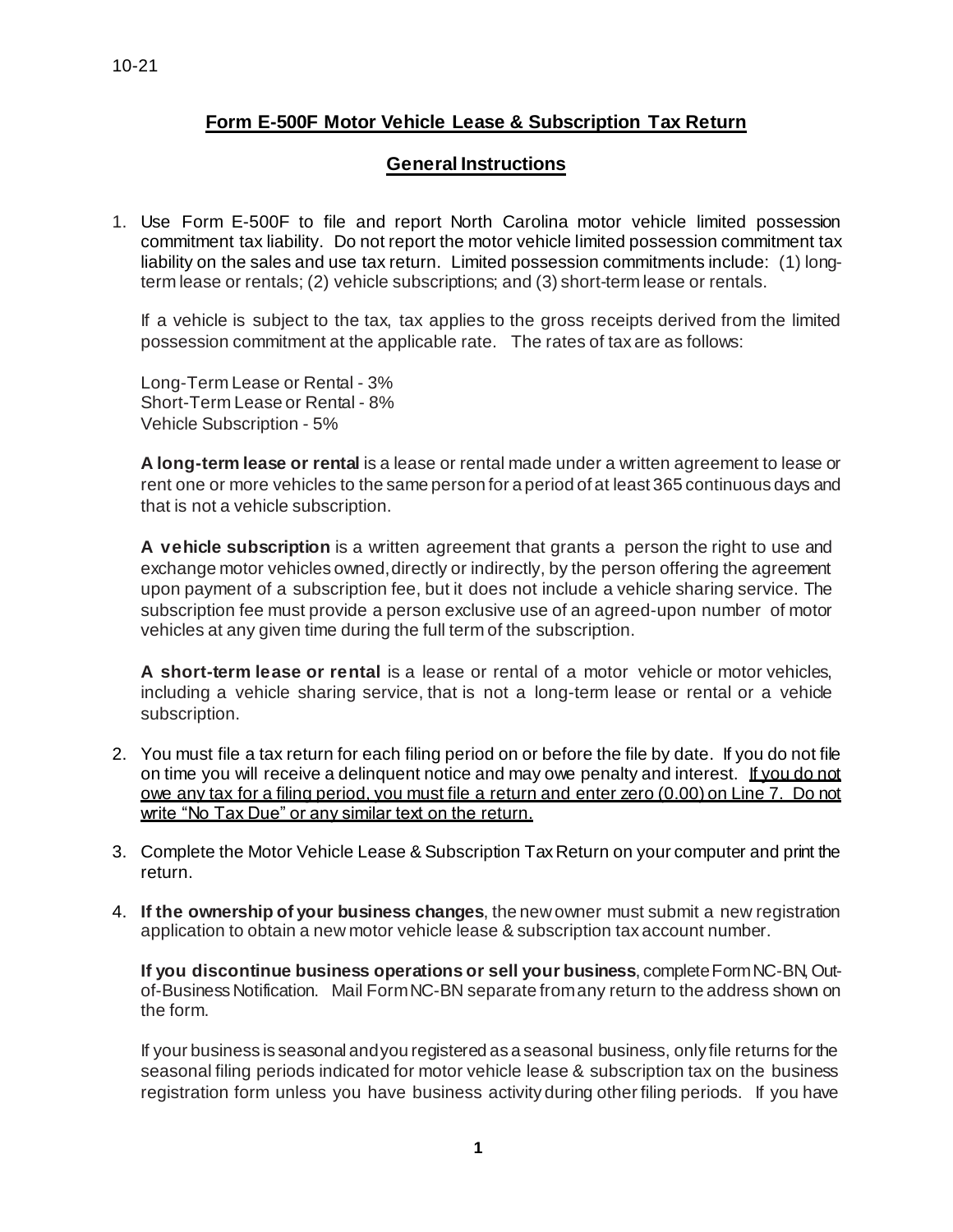10-21

# Form E-500F Motor Vehicle Lease & Subscription Tax Return

## General Instructions

1. Use Form E-500F to file and report North Carolina motor vehicle limited possession commitment tax liability. Do not report the motor vehicle limited possession commitment tax liability on the sales and use tax return. Limited possession commitments include: (1) long-term lease or rentals; (2) vehicle subscriptions; and (3) short-term lease or rentals.

   If a vehicle is subject to the tax, tax applies to the gross receipts derived from the limited possession commitment at the applicable rate. The rates of tax are as follows:

   Long-Term Lease or Rental - 3%
   Short-Term Lease or Rental - 8%
   Vehicle Subscription - 5%

   **A long-term lease or rental** is a lease or rental made under a written agreement to lease or rent one or more vehicles to the same person for a period of at least 365 continuous days and that is not a vehicle subscription.

   **A vehicle subscription** is a written agreement that grants a person the right to use and exchange motor vehicles owned, directly or indirectly, by the person offering the agreement upon payment of a subscription fee, but it does not include a vehicle sharing service. The subscription fee must provide a person exclusive use of an agreed-upon number of motor vehicles at any given time during the full term of the subscription.

   **A short-term lease or rental** is a lease or rental of a motor vehicle or motor vehicles, including a vehicle sharing service, that is not a long-term lease or rental or a vehicle subscription.

2. You must file a tax return for each filing period on or before the file by date. If you do not file on time you will receive a delinquent notice and may owe penalty and interest. <u>If you do not owe any tax for a filing period, you must file a return and enter zero (0.00) on Line 7. Do not write "No Tax Due" or any similar text on the return.</u>

3. Complete the Motor Vehicle Lease & Subscription Tax Return on your computer and print the return.

4. **If the ownership of your business changes**, the new owner must submit a new registration application to obtain a new motor vehicle lease & subscription tax account number.

   **If you discontinue business operations or sell your business**, complete Form NC-BN, Out-of-Business Notification. Mail Form NC-BN separate from any return to the address shown on the form.

   If your business is seasonal and you registered as a seasonal business, only file returns for the seasonal filing periods indicated for motor vehicle lease & subscription tax on the business registration form unless you have business activity during other filing periods. If you have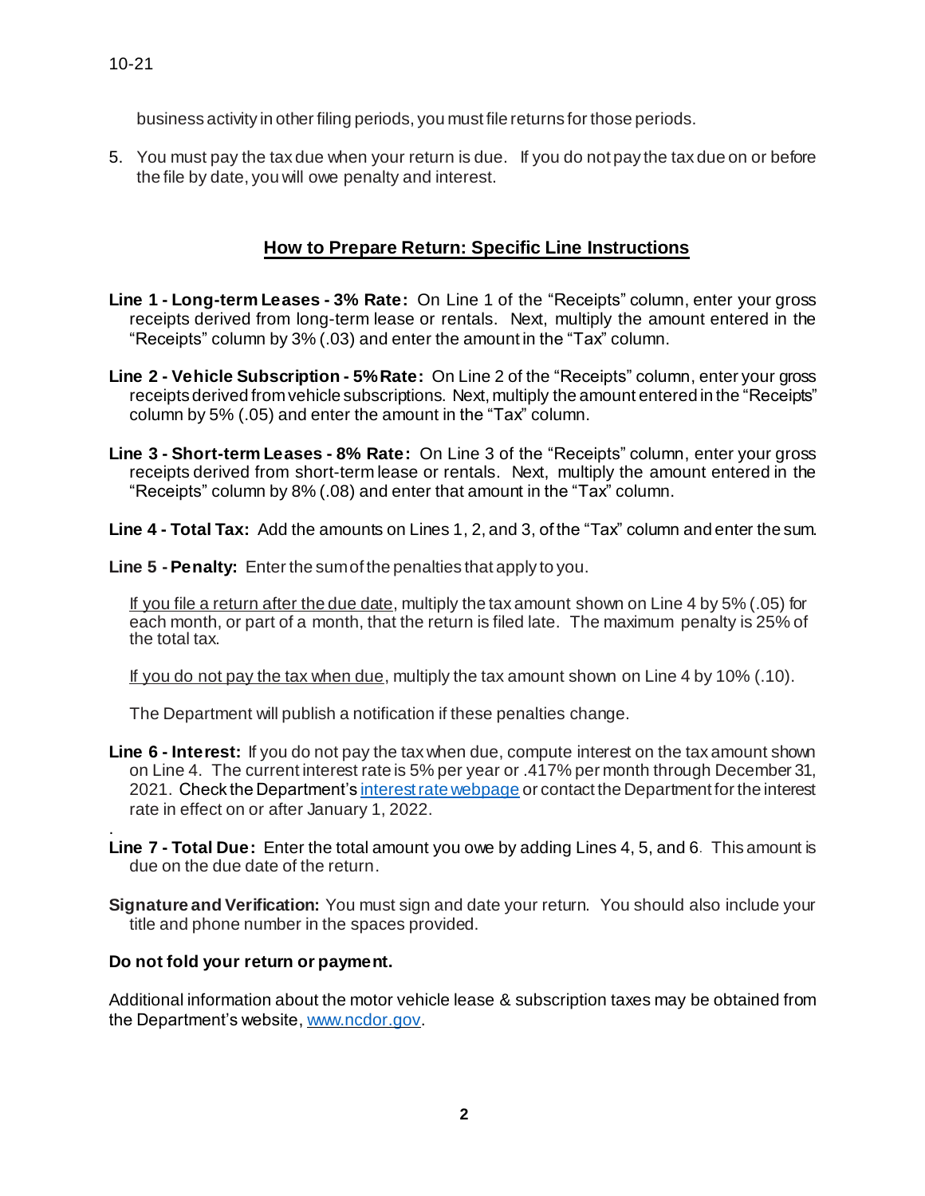business activity in other filing periods, you must file returns for those periods.

5. You must pay the tax due when your return is due. If you do not pay the tax due on or before the file by date, you will owe penalty and interest.

## How to Prepare Return: Specific Line Instructions

**Line 1 - Long-term Leases - 3% Rate:** On Line 1 of the "Receipts" column, enter your gross receipts derived from long-term lease or rentals. Next, multiply the amount entered in the "Receipts" column by 3% (.03) and enter the amount in the "Tax" column.

**Line 2 - Vehicle Subscription - 5% Rate:** On Line 2 of the "Receipts" column, enter your gross receipts derived from vehicle subscriptions. Next, multiply the amount entered in the "Receipts" column by 5% (.05) and enter the amount in the "Tax" column.

**Line 3 - Short-term Leases - 8% Rate:** On Line 3 of the "Receipts" column, enter your gross receipts derived from short-term lease or rentals. Next, multiply the amount entered in the "Receipts" column by 8% (.08) and enter that amount in the "Tax" column.

**Line 4 - Total Tax:** Add the amounts on Lines 1, 2, and 3, of the "Tax" column and enter the sum.

**Line 5 - Penalty:** Enter the sum of the penalties that apply to you.

If you file a return after the due date, multiply the tax amount shown on Line 4 by 5% (.05) for each month, or part of a month, that the return is filed late. The maximum penalty is 25% of the total tax.

If you do not pay the tax when due, multiply the tax amount shown on Line 4 by 10% (.10).

The Department will publish a notification if these penalties change.

**Line 6 - Interest:** If you do not pay the tax when due, compute interest on the tax amount shown on Line 4. The current interest rate is 5% per year or .417% per month through December 31, 2021. Check the Department's interest rate webpage or contact the Department for the interest rate in effect on or after January 1, 2022.

**Line 7 - Total Due:** Enter the total amount you owe by adding Lines 4, 5, and 6. This amount is due on the due date of the return.

**Signature and Verification:** You must sign and date your return. You should also include your title and phone number in the spaces provided.

**Do not fold your return or payment.**

Additional information about the motor vehicle lease & subscription taxes may be obtained from the Department's website, www.ncdor.gov.